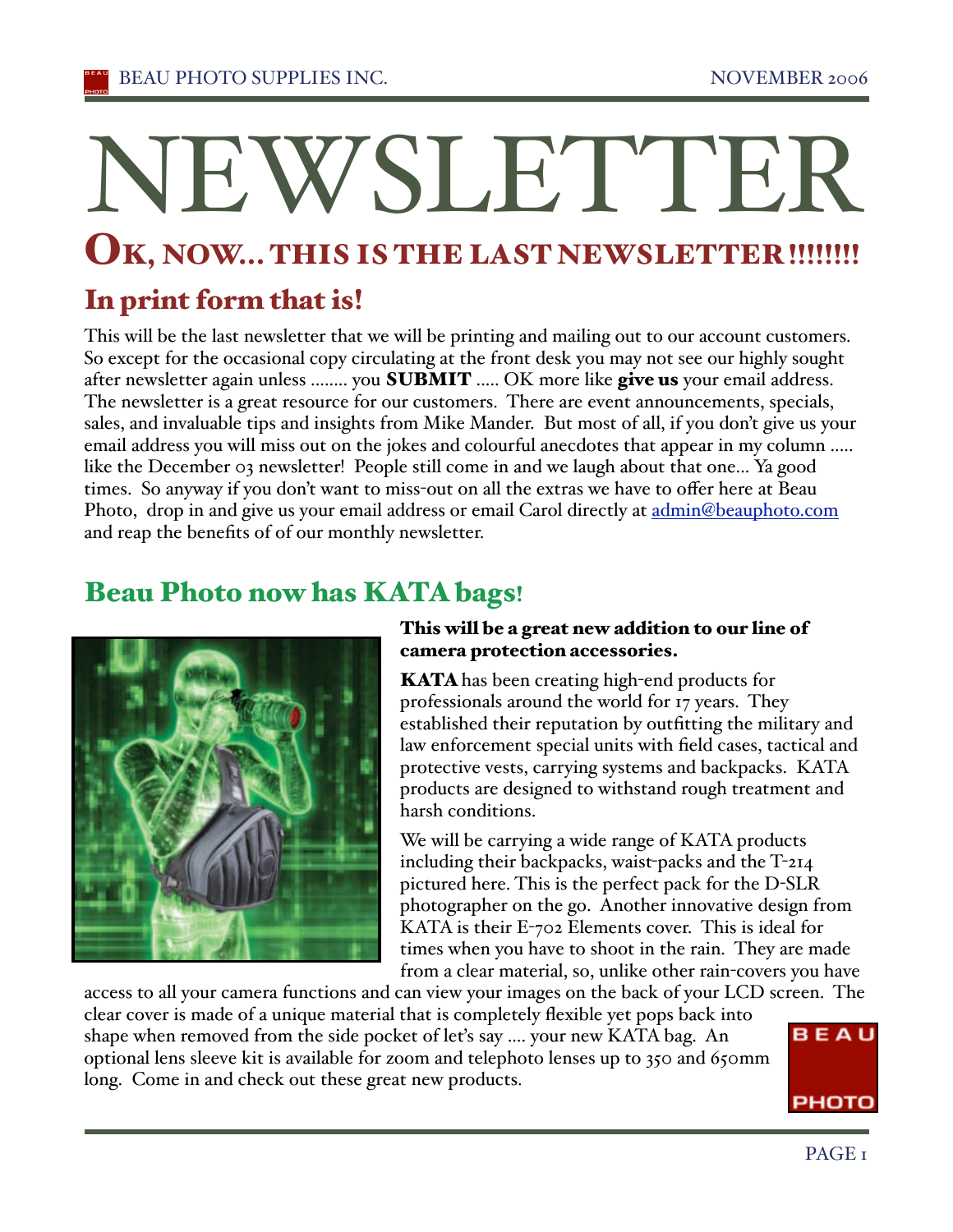# NEWSLETTER

## OK, NOW... THIS IS THE LAST NEWSLETTER!!!!!!!

### In print form that is!

This will be the last newsletter that we will be printing and mailing out to our account customers. So except for the occasional copy circulating at the front desk you may not see our highly sought after newsletter again unless ........ you **SUBMIT** ..... OK more like **give us** your email address. The newsletter is a great resource for our customers. There are event announcements, specials, sales, and invaluable tips and insights from Mike Mander. But most of all, if you don't give us your email address you will miss out on the jokes and colourful anecdotes that appear in my column ..... like the December 03 newsletter! People still come in and we laugh about that one... Ya good times. So anyway if you don't want to miss-out on all the extras we have to offer here at Beau Photo, drop in and give us your email address or email Carol directly at admin@beauphoto.com and reap the benefits of of our monthly newsletter.

## Beau Photo now has KATA bags!

**This will be a great new addition to our line of camera protection accessories.**

**KATA** has been creating high-end products for professionals around the world for 17 years. They established their reputation by outfitting the military and law enforcement special units with field cases, tactical and protective vests, carrying systems and backpacks. KATA products are designed to withstand rough treatment and harsh conditions.

We will be carrying a wide range of KATA products including their backpacks, waist-packs and the T-214 pictured here. This is the perfect pack for the D-SLR photographer on the go. Another innovative design from KATA is their E-702 Elements cover. This is ideal for times when you have to shoot in the rain. They are made from a clear material, so, unlike other rain-covers you have access to all your camera functions and can view your images on the back of your LCD screen. The clear cover is made of a unique material that is completely flexible yet pops back into shape when removed from the side pocket of let's say .... your new KATA bag. An optional lens sleeve kit is available for zoom and telephoto lenses up to 350 and 650mm long. Come in and check out these great new products.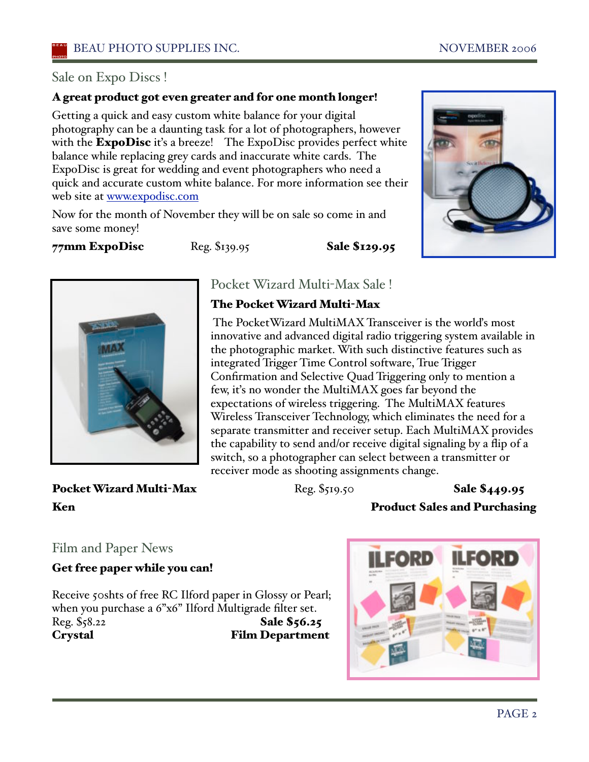## Sale on Expo Discs !

**A great product got even greater and for one month longer!**

Getting a quick and easy custom white balance for your digital photography can be a daunting task for a lot of photographers, however with the **ExpoDisc** it's a breeze! The ExpoDisc provides perfect white balance while replacing grey cards and inaccurate white cards. The ExpoDisc is great for wedding and event photographers who need a quick and accurate custom white balance. For more information see their web site at [www.expodisc.com](http://www.expodisc.com)

Now for the month of November they will be on sale so come in and save some money!

**77mm ExpoDisc** Reg. $139.95 **Sale $129.95**

## Pocket Wizard Multi-Max Sale !

**The Pocket Wizard Multi-Max**

The PocketWizard MultiMAX Transceiver is the world's most innovative and advanced digital radio triggering system available in the photographic market. With such distinctive features such as integrated Trigger Time Control software, True Trigger Confirmation and Selective Quad Triggering only to mention a few, it's no wonder the MultiMAX goes far beyond the expectations of wireless triggering. The MultiMAX features Wireless Transceiver Technology, which eliminates the need for a separate transmitter and receiver setup. Each MultiMAX provides the capability to send and/or receive digital signaling by a flip of a switch, so a photographer can select between a transmitter or receiver mode as shooting assignments change.

**Pocket Wizard Multi-Max** Reg. $519.50 **Sale $449.95**

**Ken** **Product Sales and Purchasing**

## Film and Paper News

**Get free paper while you can!**

Receive 50shts of free RC Ilford paper in Glossy or Pearl; when you purchase a 6"x6" Ilford Multigrade filter set.
Reg. $58.22 **Sale $56.25**
**Crystal** **Film Department**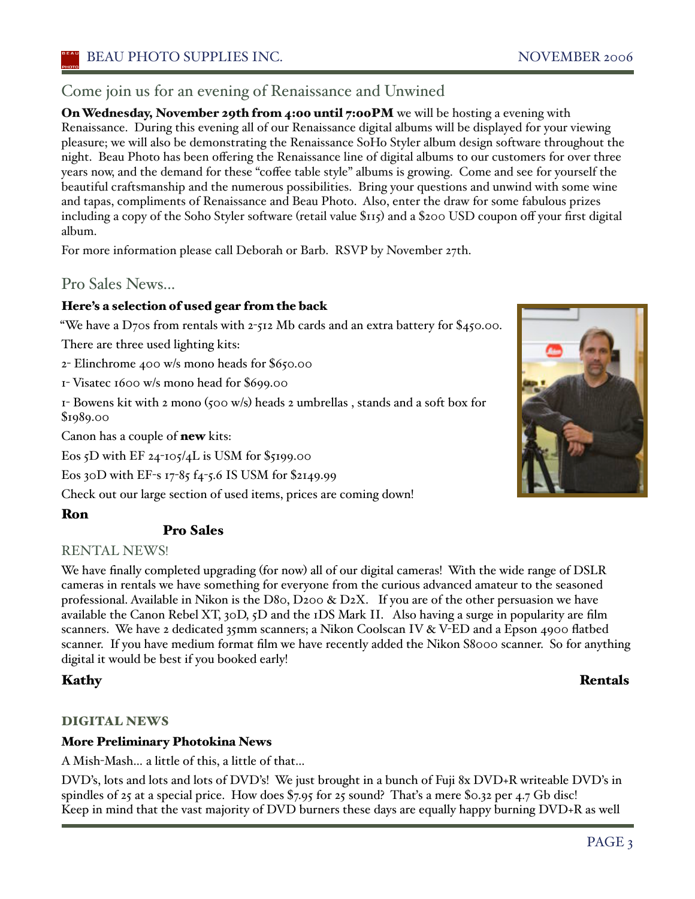## Come join us for an evening of Renaissance and Unwined

**On Wednesday, November 29th from 4:00 until 7:00PM** we will be hosting a evening with Renaissance. During this evening all of our Renaissance digital albums will be displayed for your viewing pleasure; we will also be demonstrating the Renaissance SoHo Styler album design software throughout the night. Beau Photo has been offering the Renaissance line of digital albums to our customers for over three years now, and the demand for these "coffee table style" albums is growing. Come and see for yourself the beautiful craftsmanship and the numerous possibilities. Bring your questions and unwind with some wine and tapas, compliments of Renaissance and Beau Photo. Also, enter the draw for some fabulous prizes including a copy of the Soho Styler software (retail value $115) and a $200 USD coupon off your first digital album.

For more information please call Deborah or Barb. RSVP by November 27th.

## Pro Sales News...

### Here's a selection of used gear from the back

"We have a D70s from rentals with 2-512 Mb cards and an extra battery for $450.00.

There are three used lighting kits:

2- Elinchrome 400 w/s mono heads for $650.00

1- Visatec 1600 w/s mono head for $699.00

1- Bowens kit with 2 mono (500 w/s) heads 2 umbrellas , stands and a soft box for $1989.00

Canon has a couple of **new** kits:

Eos 5D with EF 24-105/4L is USM for $5199.00

Eos 30D with EF-s 17-85 f4-5.6 IS USM for $2149.99

Check out our large section of used items, prices are coming down!

**Ron**

**Pro Sales**

## RENTAL NEWS!

We have finally completed upgrading (for now) all of our digital cameras! With the wide range of DSLR cameras in rentals we have something for everyone from the curious advanced amateur to the seasoned professional. Available in Nikon is the D80, D200 & D2X. If you are of the other persuasion we have available the Canon Rebel XT, 30D, 5D and the 1DS Mark II. Also having a surge in popularity are film scanners. We have 2 dedicated 35mm scanners; a Nikon Coolscan IV & V-ED and a Epson 4900 flatbed scanner. If you have medium format film we have recently added the Nikon S8000 scanner. So for anything digital it would be best if you booked early!

**Kathy** **Rentals**

## DIGITAL NEWS

### More Preliminary Photokina News

A Mish-Mash... a little of this, a little of that...

DVD's, lots and lots and lots of DVD's! We just brought in a bunch of Fuji 8x DVD+R writeable DVD's in spindles of 25 at a special price. How does $7.95 for 25 sound? That's a mere $0.32 per 4.7 Gb disc! Keep in mind that the vast majority of DVD burners these days are equally happy burning DVD+R as well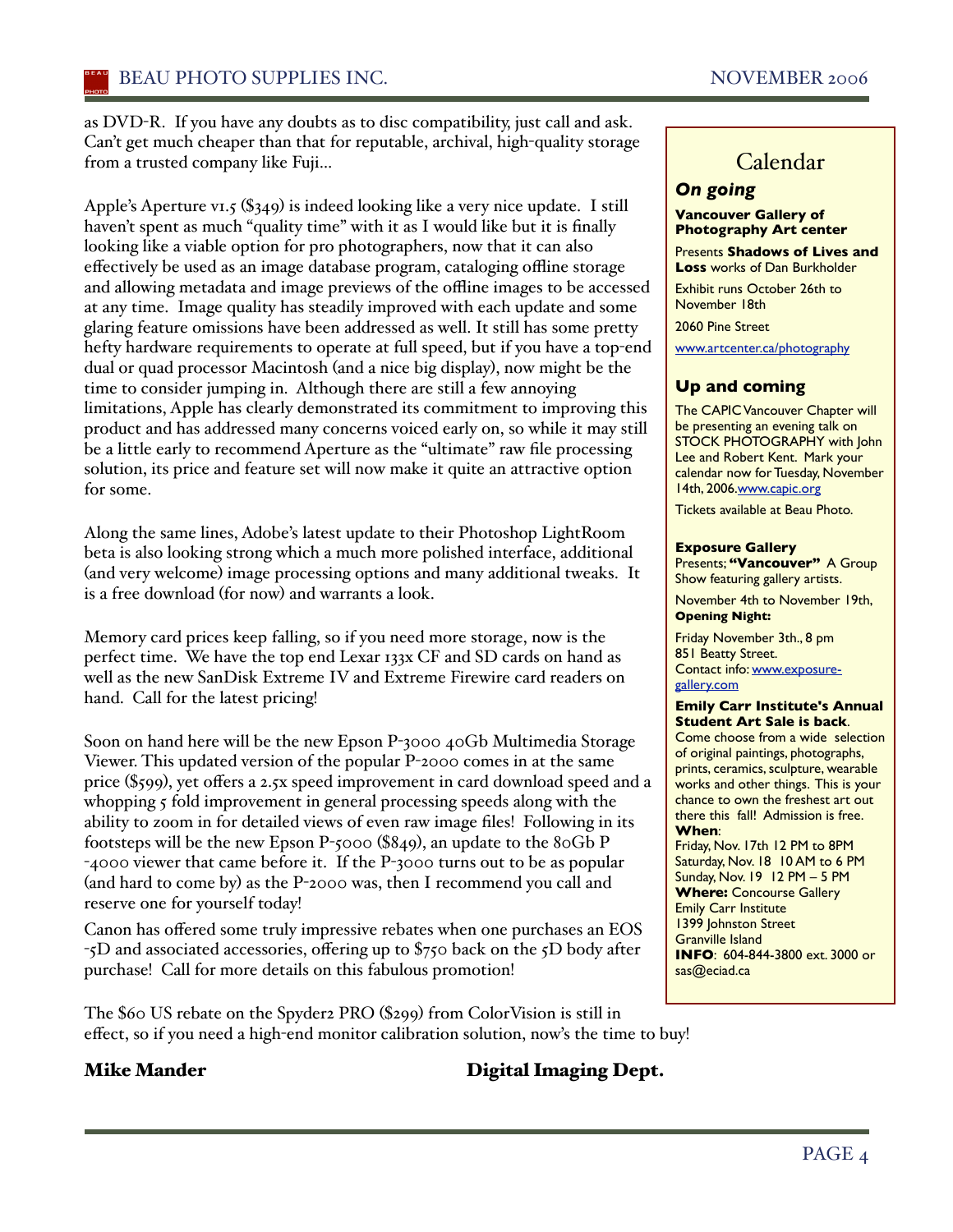as DVD-R. If you have any doubts as to disc compatibility, just call and ask. Can't get much cheaper than that for reputable, archival, high-quality storage from a trusted company like Fuji…

Apple's Aperture v1.5 ($349) is indeed looking like a very nice update. I still haven't spent as much "quality time" with it as I would like but it is finally looking like a viable option for pro photographers, now that it can also effectively be used as an image database program, cataloging offline storage and allowing metadata and image previews of the offline images to be accessed at any time. Image quality has steadily improved with each update and some glaring feature omissions have been addressed as well. It still has some pretty hefty hardware requirements to operate at full speed, but if you have a top-end dual or quad processor Macintosh (and a nice big display), now might be the time to consider jumping in. Although there are still a few annoying limitations, Apple has clearly demonstrated its commitment to improving this product and has addressed many concerns voiced early on, so while it may still be a little early to recommend Aperture as the "ultimate" raw file processing solution, its price and feature set will now make it quite an attractive option for some.

Along the same lines, Adobe's latest update to their Photoshop LightRoom beta is also looking strong which a much more polished interface, additional (and very welcome) image processing options and many additional tweaks. It is a free download (for now) and warrants a look.

Memory card prices keep falling, so if you need more storage, now is the perfect time. We have the top end Lexar 133x CF and SD cards on hand as well as the new SanDisk Extreme IV and Extreme Firewire card readers on hand. Call for the latest pricing!

Soon on hand here will be the new Epson P-3000 40Gb Multimedia Storage Viewer. This updated version of the popular P-2000 comes in at the same price ($599), yet offers a 2.5x speed improvement in card download speed and a whopping 5 fold improvement in general processing speeds along with the ability to zoom in for detailed views of even raw image files! Following in its footsteps will be the new Epson P-5000 ($849), an update to the 80Gb P-4000 viewer that came before it. If the P-3000 turns out to be as popular (and hard to come by) as the P-2000 was, then I recommend you call and reserve one for yourself today!

Canon has offered some truly impressive rebates when one purchases an EOS-5D and associated accessories, offering up to $750 back on the 5D body after purchase! Call for more details on this fabulous promotion!

The $60 US rebate on the Spyder2 PRO ($299) from ColorVision is still in effect, so if you need a high-end monitor calibration solution, now's the time to buy!

**Mike Mander** **Digital Imaging Dept.**

## Calendar

### *On going*

**Vancouver Gallery of Photography Art center**

Presents **Shadows of Lives and Loss** works of Dan Burkholder

Exhibit runs October 26th to November 18th

2060 Pine Street

www.artcenter.ca/photography

### Up and coming

The CAPIC Vancouver Chapter will be presenting an evening talk on STOCK PHOTOGRAPHY with John Lee and Robert Kent. Mark your calendar now for Tuesday, November 14th, 2006.www.capic.org

Tickets available at Beau Photo.

**Exposure Gallery**
Presents; **"Vancouver"** A Group Show featuring gallery artists.

November 4th to November 19th,
**Opening Night:**

Friday November 3th., 8 pm
851 Beatty Street.
Contact info: www.exposure-gallery.com

**Emily Carr Institute's Annual Student Art Sale is back**.
Come choose from a wide selection of original paintings, photographs, prints, ceramics, sculpture, wearable works and other things. This is your chance to own the freshest art out there this fall! Admission is free.
**When**:
Friday, Nov. 17th 12 PM to 8PM
Saturday, Nov. 18 10 AM to 6 PM
Sunday, Nov. 19 12 PM – 5 PM
**Where:** Concourse Gallery
Emily Carr Institute
1399 Johnston Street
Granville Island
**INFO**: 604-844-3800 ext. 3000 or sas@eciad.ca